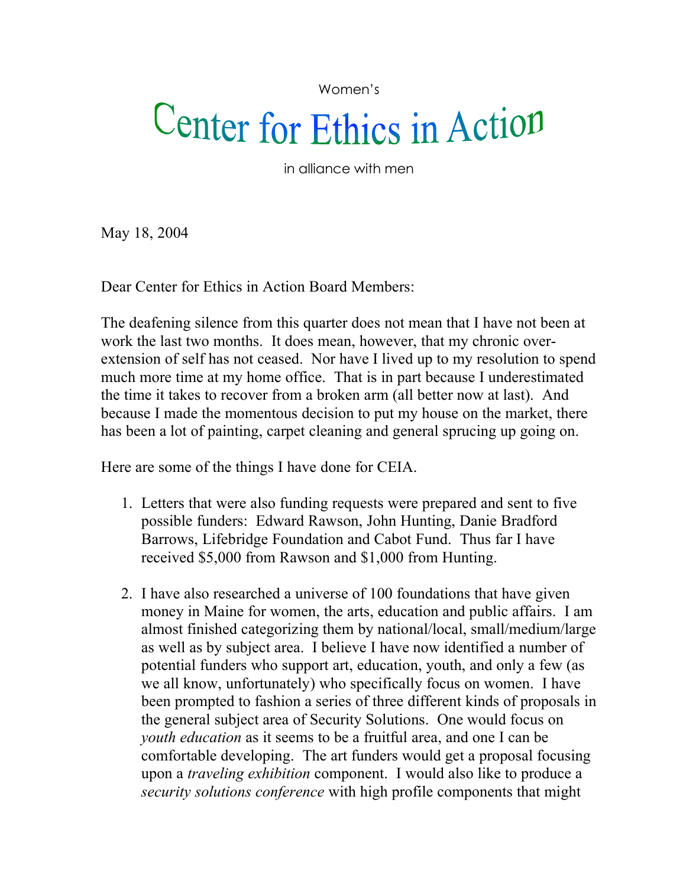Women's

# Center for Ethics in Action

in alliance with men

May 18, 2004

Dear Center for Ethics in Action Board Members:

The deafening silence from this quarter does not mean that I have not been at work the last two months. It does mean, however, that my chronic over-extension of self has not ceased. Nor have I lived up to my resolution to spend much more time at my home office. That is in part because I underestimated the time it takes to recover from a broken arm (all better now at last). And because I made the momentous decision to put my house on the market, there has been a lot of painting, carpet cleaning and general sprucing up going on.

Here are some of the things I have done for CEIA.

1. Letters that were also funding requests were prepared and sent to five possible funders: Edward Rawson, John Hunting, Danie Bradford Barrows, Lifebridge Foundation and Cabot Fund. Thus far I have received $5,000 from Rawson and $1,000 from Hunting.

2. I have also researched a universe of 100 foundations that have given money in Maine for women, the arts, education and public affairs. I am almost finished categorizing them by national/local, small/medium/large as well as by subject area. I believe I have now identified a number of potential funders who support art, education, youth, and only a few (as we all know, unfortunately) who specifically focus on women. I have been prompted to fashion a series of three different kinds of proposals in the general subject area of Security Solutions. One would focus on *youth education* as it seems to be a fruitful area, and one I can be comfortable developing. The art funders would get a proposal focusing upon a *traveling exhibition* component. I would also like to produce a *security solutions conference* with high profile components that might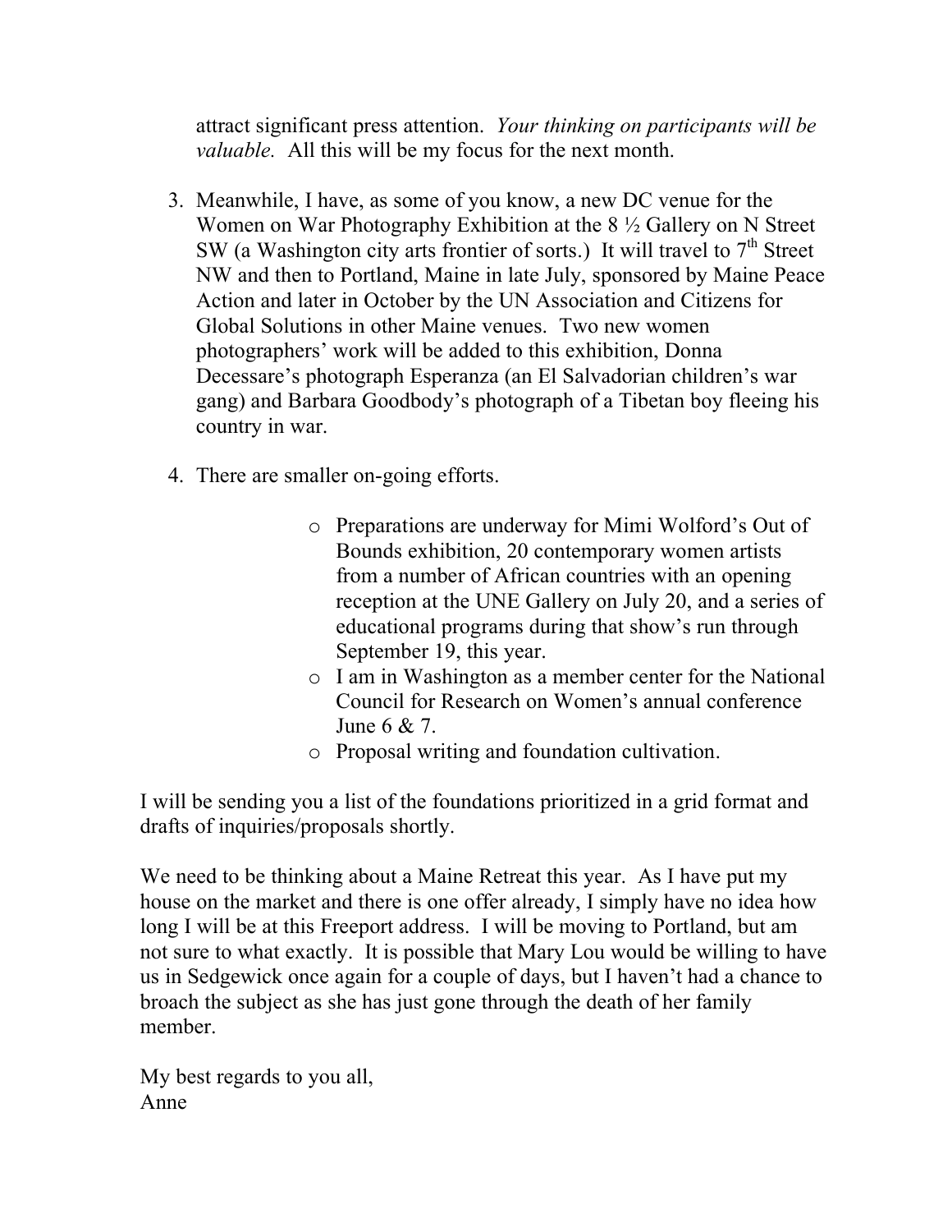attract significant press attention. *Your thinking on participants will be valuable.* All this will be my focus for the next month.

3. Meanwhile, I have, as some of you know, a new DC venue for the Women on War Photography Exhibition at the 8 ½ Gallery on N Street SW (a Washington city arts frontier of sorts.) It will travel to 7th Street NW and then to Portland, Maine in late July, sponsored by Maine Peace Action and later in October by the UN Association and Citizens for Global Solutions in other Maine venues. Two new women photographers' work will be added to this exhibition, Donna Decessare's photograph Esperanza (an El Salvadorian children's war gang) and Barbara Goodbody's photograph of a Tibetan boy fleeing his country in war.

4. There are smaller on-going efforts.

   - Preparations are underway for Mimi Wolford's Out of Bounds exhibition, 20 contemporary women artists from a number of African countries with an opening reception at the UNE Gallery on July 20, and a series of educational programs during that show's run through September 19, this year.
   - I am in Washington as a member center for the National Council for Research on Women's annual conference June 6 & 7.
   - Proposal writing and foundation cultivation.

I will be sending you a list of the foundations prioritized in a grid format and drafts of inquiries/proposals shortly.

We need to be thinking about a Maine Retreat this year. As I have put my house on the market and there is one offer already, I simply have no idea how long I will be at this Freeport address. I will be moving to Portland, but am not sure to what exactly. It is possible that Mary Lou would be willing to have us in Sedgewick once again for a couple of days, but I haven't had a chance to broach the subject as she has just gone through the death of her family member.

My best regards to you all,
Anne